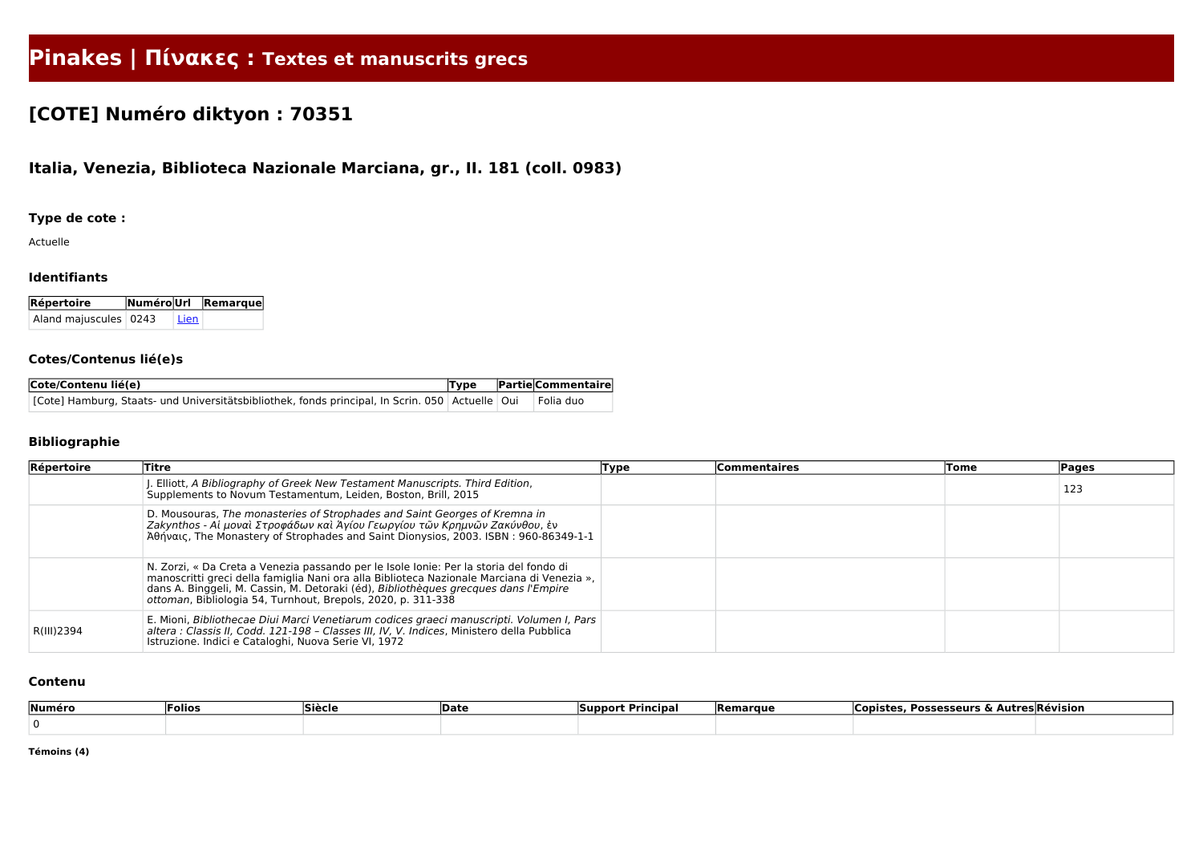# Pinakes | Πίνακες : Textes et manuscrits grecs

## [COTE] Numéro diktyon : 70351

### Italia, Venezia, Biblioteca Nazionale Marciana, gr., II. 181 (coll. 0983)

#### Type de cote :

Actuelle

#### Identifiants

| Répertoire | Numéro | Url | Remarque |
|---|---|---|---|
| Aland majuscules | 0243 | Lien | |

#### Cotes/Contenus lié(e)s

| Cote/Contenu lié(e) | Type | Partie | Commentaire |
|---|---|---|---|
| [Cote] Hamburg, Staats- und Universitätsbibliothek, fonds principal, In Scrin. 050 | Actuelle | Oui | Folia duo |

#### Bibliographie

| Répertoire | Titre | Type | Commentaires | Tome | Pages |
|---|---|---|---|---|---|
| | J. Elliott, *A Bibliography of Greek New Testament Manuscripts. Third Edition*, Supplements to Novum Testamentum, Leiden, Boston, Brill, 2015 | | | | 123 |
| | D. Mousouras, *The monasteries of Strophades and Saint Georges of Kremna in Zakynthos - Αἱ μοναὶ Στροφάδων καὶ Ἁγίου Γεωργίου τῶν Κρημνῶν Ζακύνθου*, ἐν Ἀθήναις, The Monastery of Strophades and Saint Dionysios, 2003. ISBN : 960-86349-1-1 | | | | |
| | N. Zorzi, « Da Creta a Venezia passando per le Isole Ionie: Per la storia del fondo di manoscritti greci della famiglia Nani ora alla Biblioteca Nazionale Marciana di Venezia », dans A. Binggeli, M. Cassin, M. Detoraki (éd), *Bibliothèques grecques dans l'Empire ottoman*, Bibliologia 54, Turnhout, Brepols, 2020, p. 311-338 | | | | |
| R(III)2394 | E. Mioni, *Bibliothecae Diui Marci Venetiarum codices graeci manuscripti. Volumen I, Pars altera : Classis II, Codd. 121-198 – Classes III, IV, V. Indices*, Ministero della Pubblica Istruzione. Indici e Cataloghi, Nuova Serie VI, 1972 | | | | |

#### Contenu

| Numéro | Folios | Siècle | Date | Support Principal | Remarque | Copistes, Possesseurs & Autres | Révision |
|---|---|---|---|---|---|---|---|
| 0 | | | | | | | |

**Témoins (4)**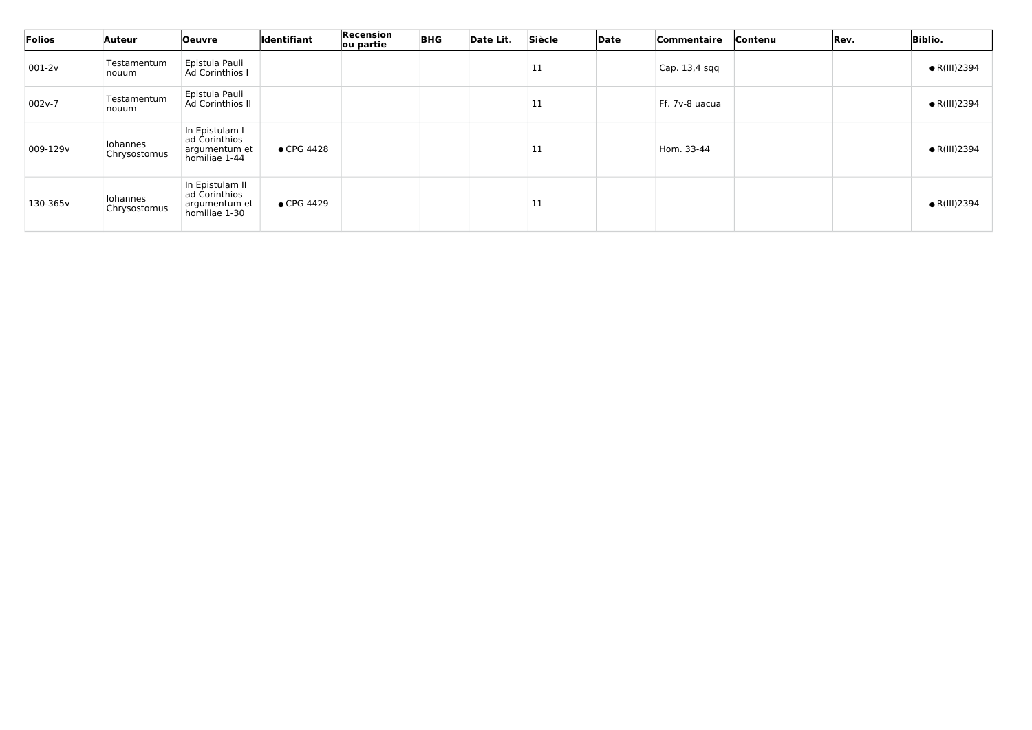| Folios | Auteur | Oeuvre | Identifiant | Recension ou partie | BHG | Date Lit. | Siècle | Date | Commentaire | Contenu | Rev. | Biblio. |
|---|---|---|---|---|---|---|---|---|---|---|---|---|
| 001-2v | Testamentum nouum | Epistula Pauli Ad Corinthios I | | | | | 11 | | Cap. 13,4 sqq | | | ● R(III)2394 |
| 002v-7 | Testamentum nouum | Epistula Pauli Ad Corinthios II | | | | | 11 | | Ff. 7v-8 uacua | | | ● R(III)2394 |
| 009-129v | Iohannes Chrysostomus | In Epistulam I ad Corinthios argumentum et homiliae 1-44 | ● CPG 4428 | | | | 11 | | Hom. 33-44 | | | ● R(III)2394 |
| 130-365v | Iohannes Chrysostomus | In Epistulam II ad Corinthios argumentum et homiliae 1-30 | ● CPG 4429 | | | | 11 | | | | | ● R(III)2394 |